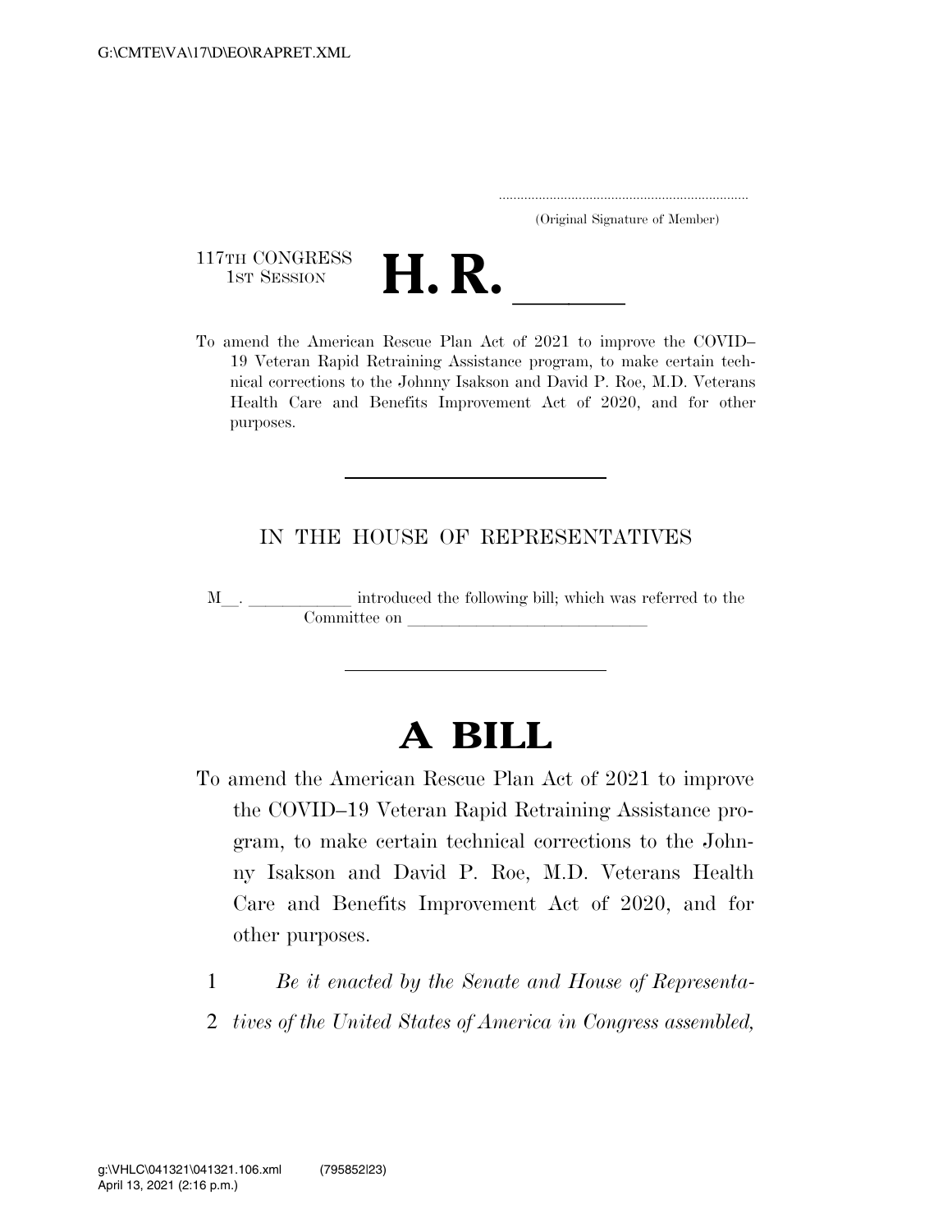(Original Signature of Member)

117TH CONGRESS
1ST SESSION

# H. R. ____

To amend the American Rescue Plan Act of 2021 to improve the COVID–19 Veteran Rapid Retraining Assistance program, to make certain technical corrections to the Johnny Isakson and David P. Roe, M.D. Veterans Health Care and Benefits Improvement Act of 2020, and for other purposes.

IN THE HOUSE OF REPRESENTATIVES

M__. ____________ introduced the following bill; which was referred to the Committee on ____________________________

# A BILL

To amend the American Rescue Plan Act of 2021 to improve the COVID–19 Veteran Rapid Retraining Assistance program, to make certain technical corrections to the Johnny Isakson and David P. Roe, M.D. Veterans Health Care and Benefits Improvement Act of 2020, and for other purposes.

1 *Be it enacted by the Senate and House of Representa-*
2 *tives of the United States of America in Congress assembled,*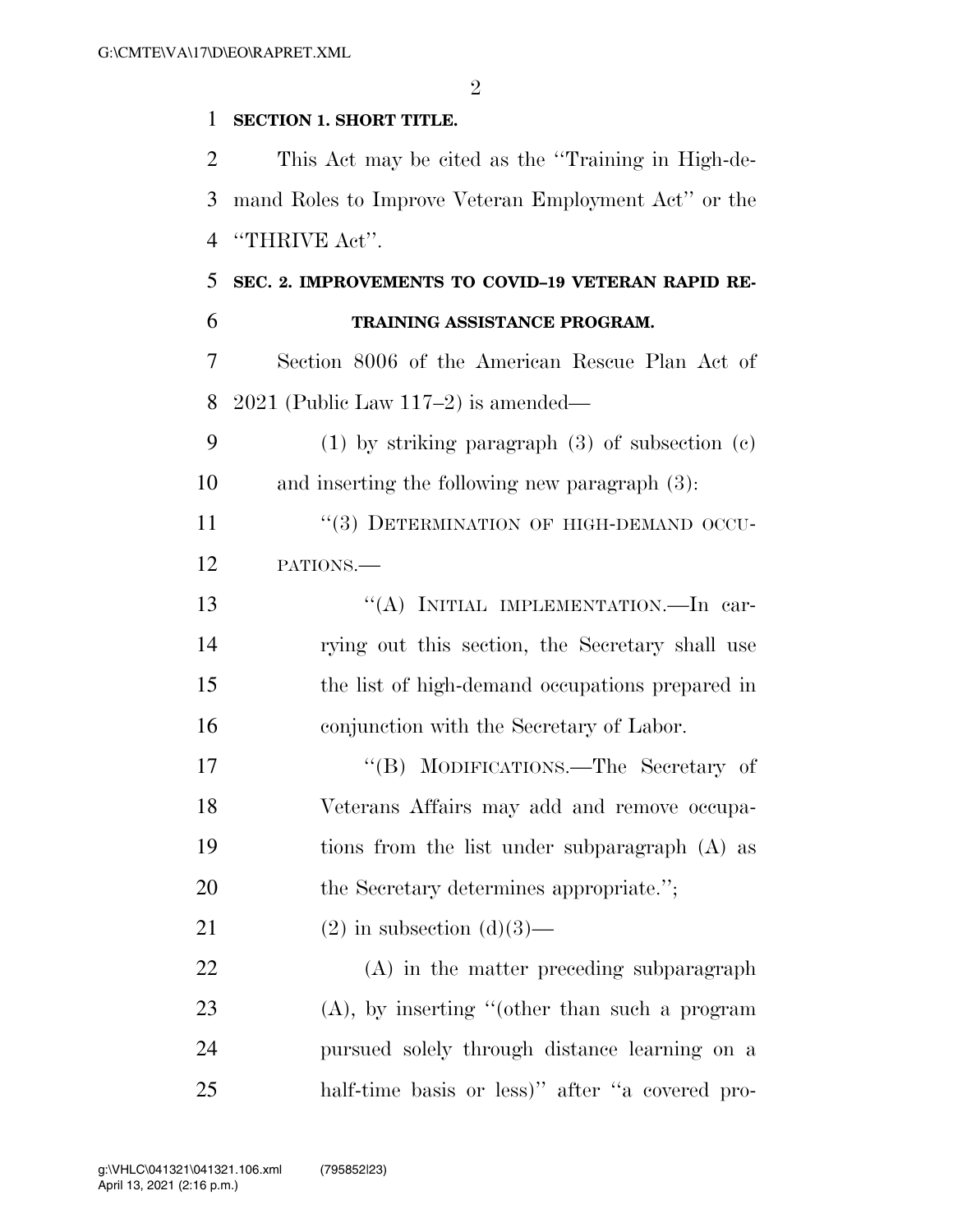**SECTION 1. SHORT TITLE.**

This Act may be cited as the "Training in High-demand Roles to Improve Veteran Employment Act" or the "THRIVE Act".

**SEC. 2. IMPROVEMENTS TO COVID–19 VETERAN RAPID RETRAINING ASSISTANCE PROGRAM.**

Section 8006 of the American Rescue Plan Act of 2021 (Public Law 117–2) is amended—

(1) by striking paragraph (3) of subsection (c) and inserting the following new paragraph (3):

"(3) DETERMINATION OF HIGH-DEMAND OCCUPATIONS.—

"(A) INITIAL IMPLEMENTATION.—In carrying out this section, the Secretary shall use the list of high-demand occupations prepared in conjunction with the Secretary of Labor.

"(B) MODIFICATIONS.—The Secretary of Veterans Affairs may add and remove occupations from the list under subparagraph (A) as the Secretary determines appropriate.";

(2) in subsection (d)(3)—

(A) in the matter preceding subparagraph (A), by inserting "(other than such a program pursued solely through distance learning on a half-time basis or less)" after "a covered pro-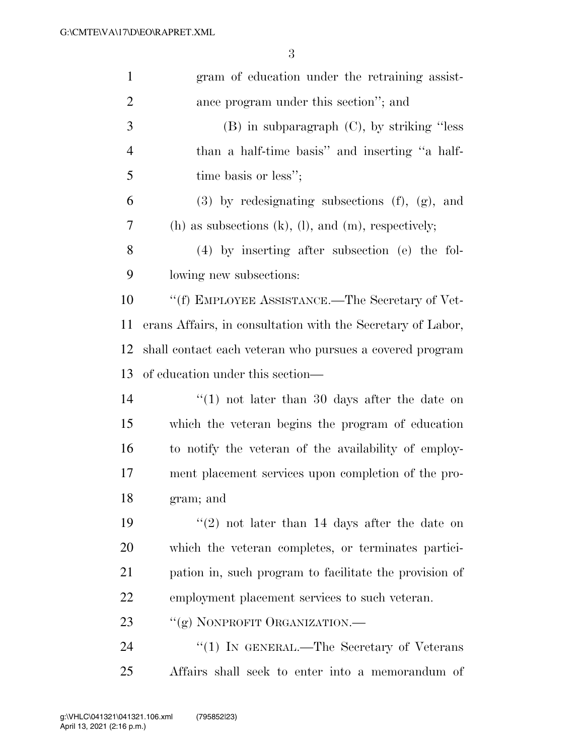gram of education under the retraining assistance program under this section''; and

(B) in subparagraph (C), by striking ''less than a half-time basis'' and inserting ''a half-time basis or less'';

(3) by redesignating subsections (f), (g), and (h) as subsections (k), (l), and (m), respectively;

(4) by inserting after subsection (e) the following new subsections:

''(f) EMPLOYEE ASSISTANCE.—The Secretary of Veterans Affairs, in consultation with the Secretary of Labor, shall contact each veteran who pursues a covered program of education under this section—

''(1) not later than 30 days after the date on which the veteran begins the program of education to notify the veteran of the availability of employment placement services upon completion of the program; and

''(2) not later than 14 days after the date on which the veteran completes, or terminates participation in, such program to facilitate the provision of employment placement services to such veteran.

''(g) NONPROFIT ORGANIZATION.—

''(1) IN GENERAL.—The Secretary of Veterans Affairs shall seek to enter into a memorandum of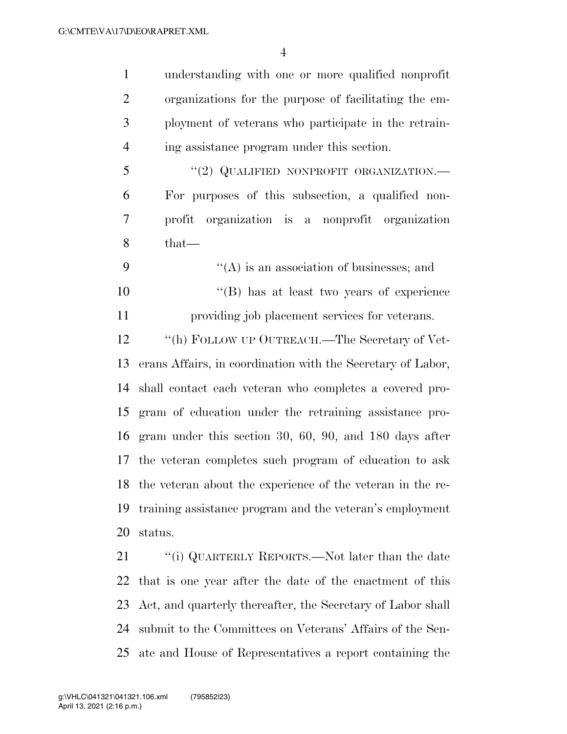understanding with one or more qualified nonprofit organizations for the purpose of facilitating the employment of veterans who participate in the retraining assistance program under this section.

"(2) QUALIFIED NONPROFIT ORGANIZATION.—For purposes of this subsection, a qualified nonprofit organization is a nonprofit organization that—

"(A) is an association of businesses; and

"(B) has at least two years of experience providing job placement services for veterans.

"(h) FOLLOW UP OUTREACH.—The Secretary of Veterans Affairs, in coordination with the Secretary of Labor, shall contact each veteran who completes a covered program of education under the retraining assistance program under this section 30, 60, 90, and 180 days after the veteran completes such program of education to ask the veteran about the experience of the veteran in the retraining assistance program and the veteran's employment status.

"(i) QUARTERLY REPORTS.—Not later than the date that is one year after the date of the enactment of this Act, and quarterly thereafter, the Secretary of Labor shall submit to the Committees on Veterans' Affairs of the Senate and House of Representatives a report containing the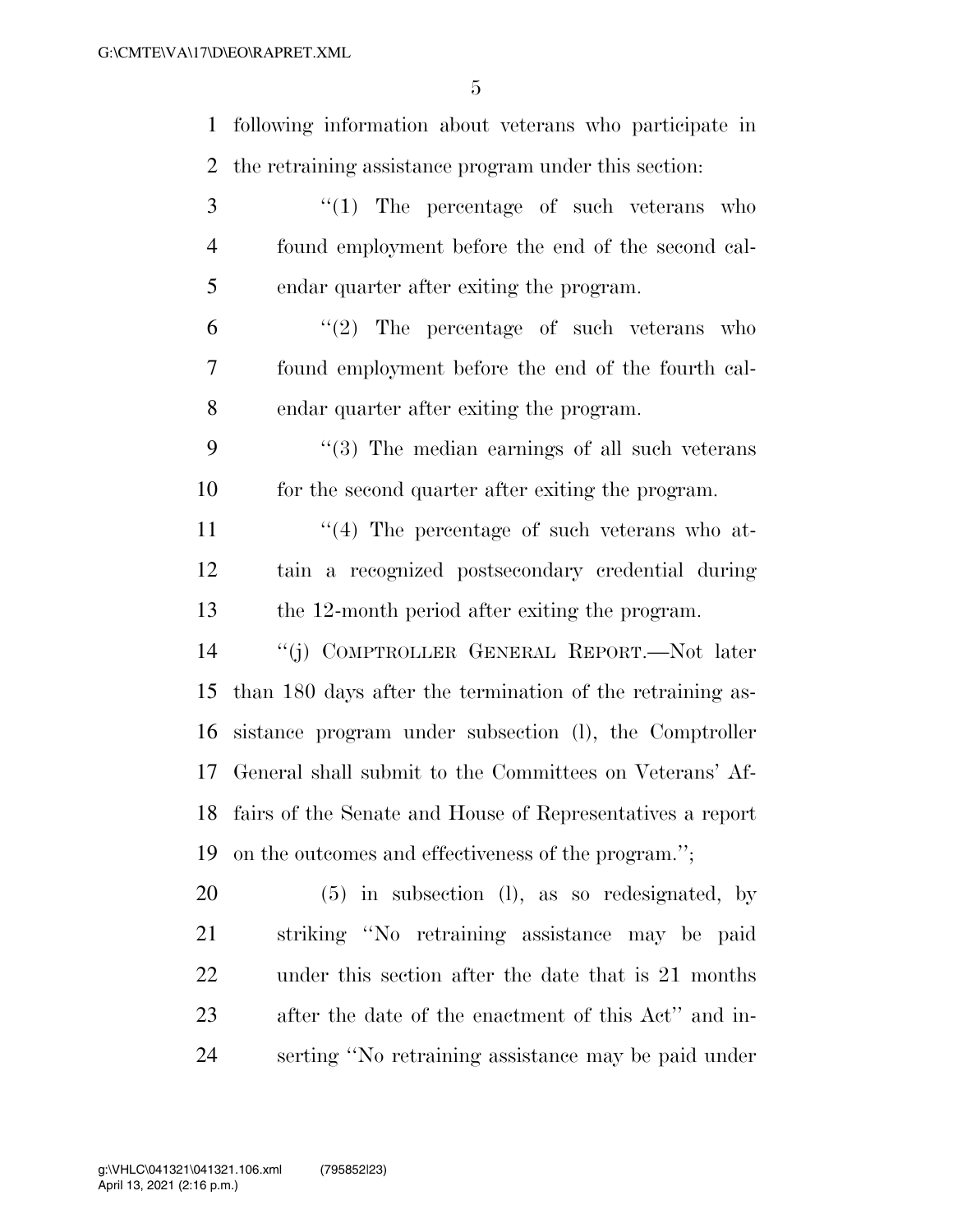following information about veterans who participate in the retraining assistance program under this section:

''(1) The percentage of such veterans who found employment before the end of the second calendar quarter after exiting the program.

''(2) The percentage of such veterans who found employment before the end of the fourth calendar quarter after exiting the program.

''(3) The median earnings of all such veterans for the second quarter after exiting the program.

''(4) The percentage of such veterans who attain a recognized postsecondary credential during the 12-month period after exiting the program.

''(j) COMPTROLLER GENERAL REPORT.—Not later than 180 days after the termination of the retraining assistance program under subsection (l), the Comptroller General shall submit to the Committees on Veterans' Affairs of the Senate and House of Representatives a report on the outcomes and effectiveness of the program.'';

(5) in subsection (l), as so redesignated, by striking ''No retraining assistance may be paid under this section after the date that is 21 months after the date of the enactment of this Act'' and inserting ''No retraining assistance may be paid under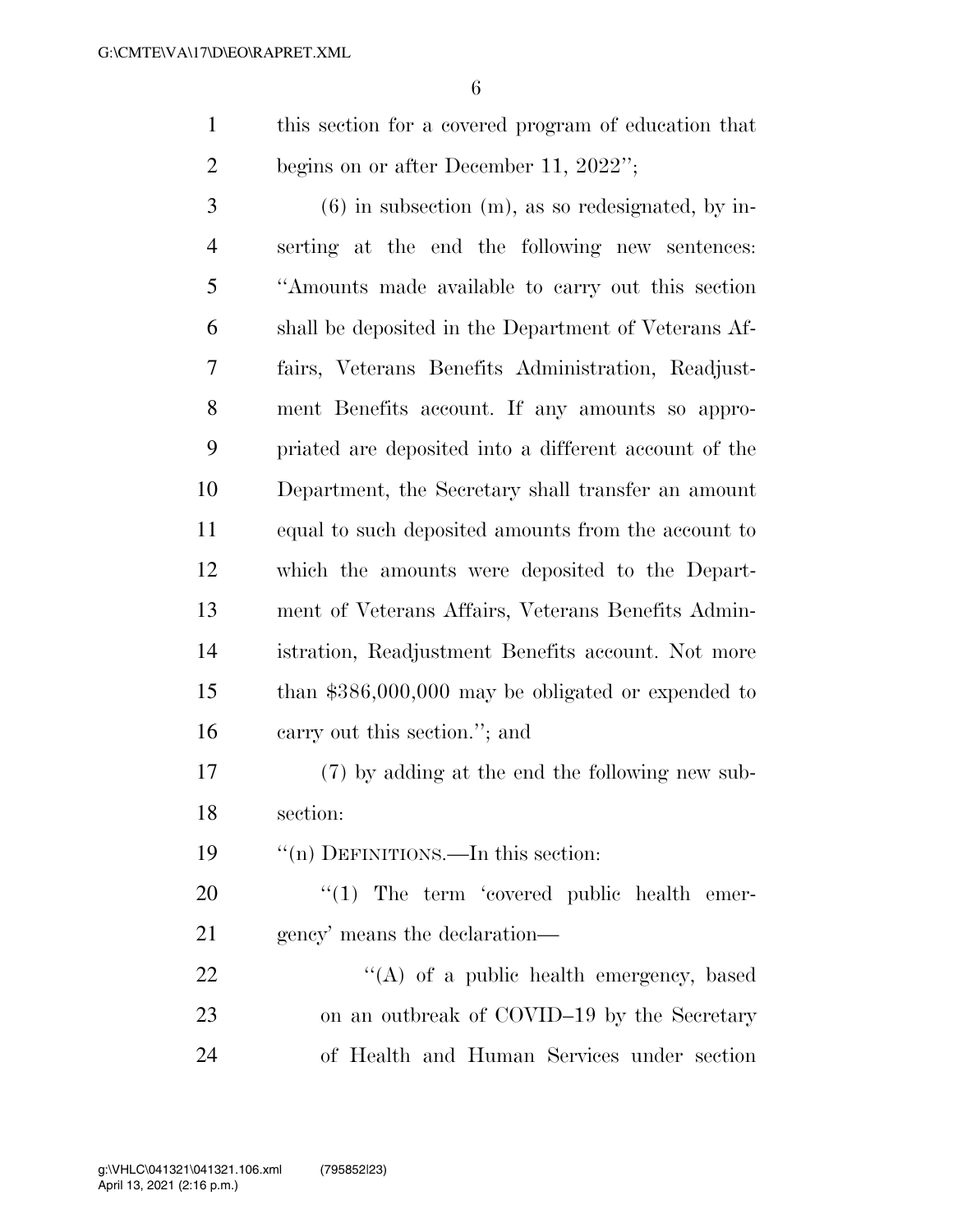this section for a covered program of education that begins on or after December 11, 2022'';

(6) in subsection (m), as so redesignated, by inserting at the end the following new sentences: ''Amounts made available to carry out this section shall be deposited in the Department of Veterans Affairs, Veterans Benefits Administration, Readjustment Benefits account. If any amounts so appropriated are deposited into a different account of the Department, the Secretary shall transfer an amount equal to such deposited amounts from the account to which the amounts were deposited to the Department of Veterans Affairs, Veterans Benefits Administration, Readjustment Benefits account. Not more than $386,000,000 may be obligated or expended to carry out this section.''; and

(7) by adding at the end the following new subsection:

''(n) DEFINITIONS.—In this section:

''(1) The term 'covered public health emergency' means the declaration—

''(A) of a public health emergency, based on an outbreak of COVID–19 by the Secretary of Health and Human Services under section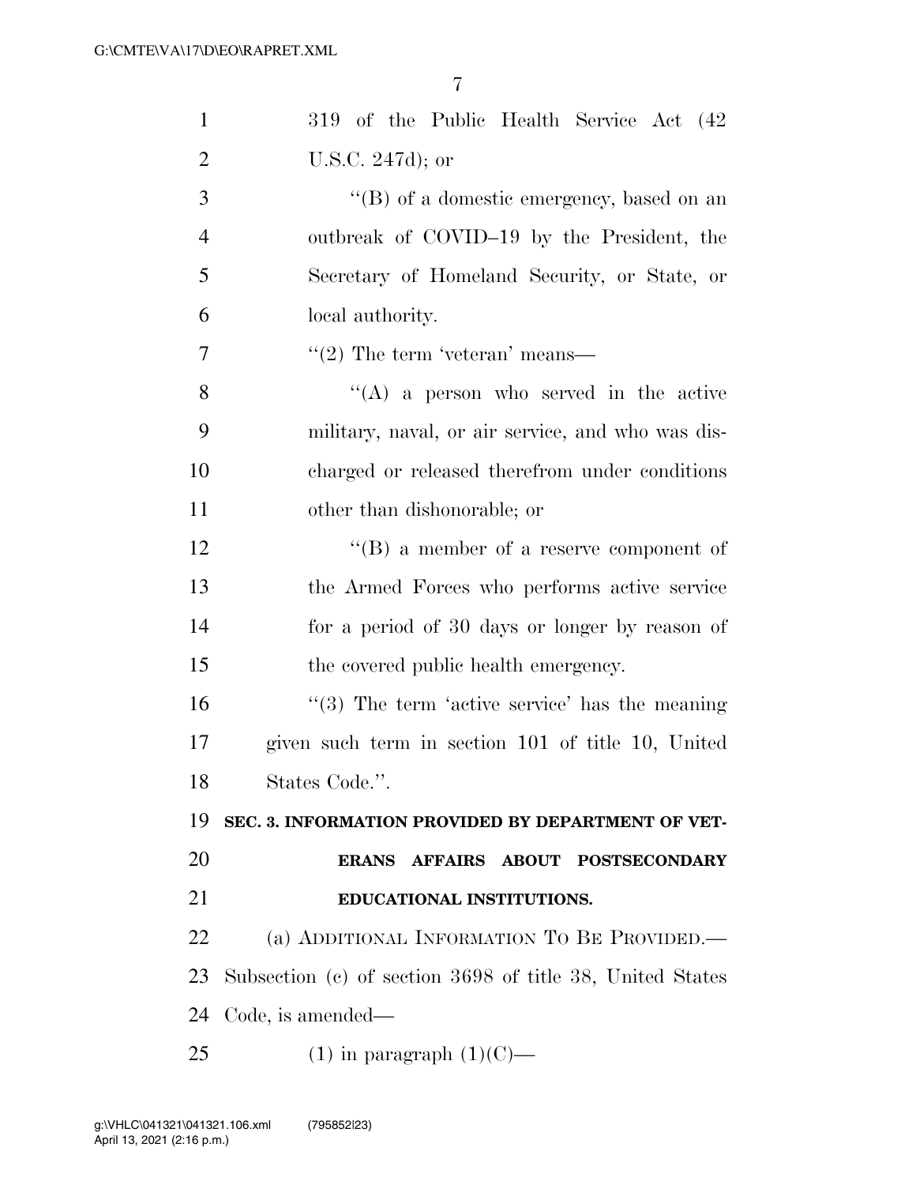319 of the Public Health Service Act (42 U.S.C. 247d); or

''(B) of a domestic emergency, based on an outbreak of COVID–19 by the President, the Secretary of Homeland Security, or State, or local authority.

''(2) The term 'veteran' means—

''(A) a person who served in the active military, naval, or air service, and who was discharged or released therefrom under conditions other than dishonorable; or

''(B) a member of a reserve component of the Armed Forces who performs active service for a period of 30 days or longer by reason of the covered public health emergency.

''(3) The term 'active service' has the meaning given such term in section 101 of title 10, United States Code.''.

**SEC. 3. INFORMATION PROVIDED BY DEPARTMENT OF VETERANS AFFAIRS ABOUT POSTSECONDARY EDUCATIONAL INSTITUTIONS.**

(a) ADDITIONAL INFORMATION TO BE PROVIDED.—Subsection (c) of section 3698 of title 38, United States Code, is amended—

(1) in paragraph (1)(C)—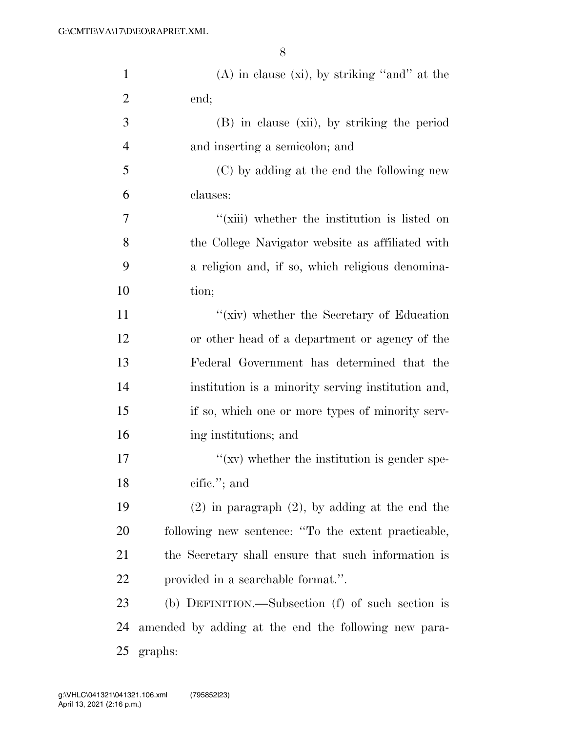(A) in clause (xi), by striking "and" at the end;

(B) in clause (xii), by striking the period and inserting a semicolon; and

(C) by adding at the end the following new clauses:

"(xiii) whether the institution is listed on the College Navigator website as affiliated with a religion and, if so, which religious denomination;

"(xiv) whether the Secretary of Education or other head of a department or agency of the Federal Government has determined that the institution is a minority serving institution and, if so, which one or more types of minority serving institutions; and

"(xv) whether the institution is gender specific."; and

(2) in paragraph (2), by adding at the end the following new sentence: "To the extent practicable, the Secretary shall ensure that such information is provided in a searchable format.".

(b) DEFINITION.—Subsection (f) of such section is amended by adding at the end the following new paragraphs: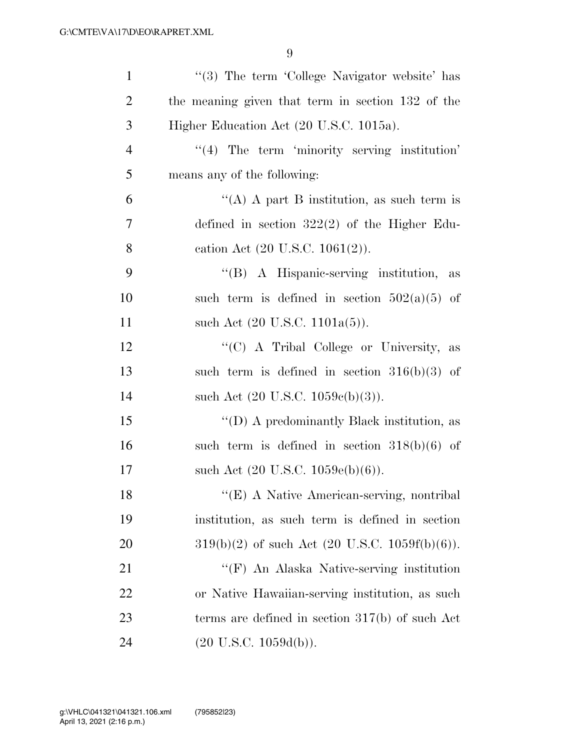''(3) The term 'College Navigator website' has the meaning given that term in section 132 of the Higher Education Act (20 U.S.C. 1015a).

''(4) The term 'minority serving institution' means any of the following:

''(A) A part B institution, as such term is defined in section 322(2) of the Higher Education Act (20 U.S.C. 1061(2)).

''(B) A Hispanic-serving institution, as such term is defined in section 502(a)(5) of such Act (20 U.S.C. 1101a(5)).

''(C) A Tribal College or University, as such term is defined in section 316(b)(3) of such Act (20 U.S.C. 1059c(b)(3)).

''(D) A predominantly Black institution, as such term is defined in section 318(b)(6) of such Act (20 U.S.C. 1059e(b)(6)).

''(E) A Native American-serving, nontribal institution, as such term is defined in section 319(b)(2) of such Act (20 U.S.C. 1059f(b)(6)).

''(F) An Alaska Native-serving institution or Native Hawaiian-serving institution, as such terms are defined in section 317(b) of such Act (20 U.S.C. 1059d(b)).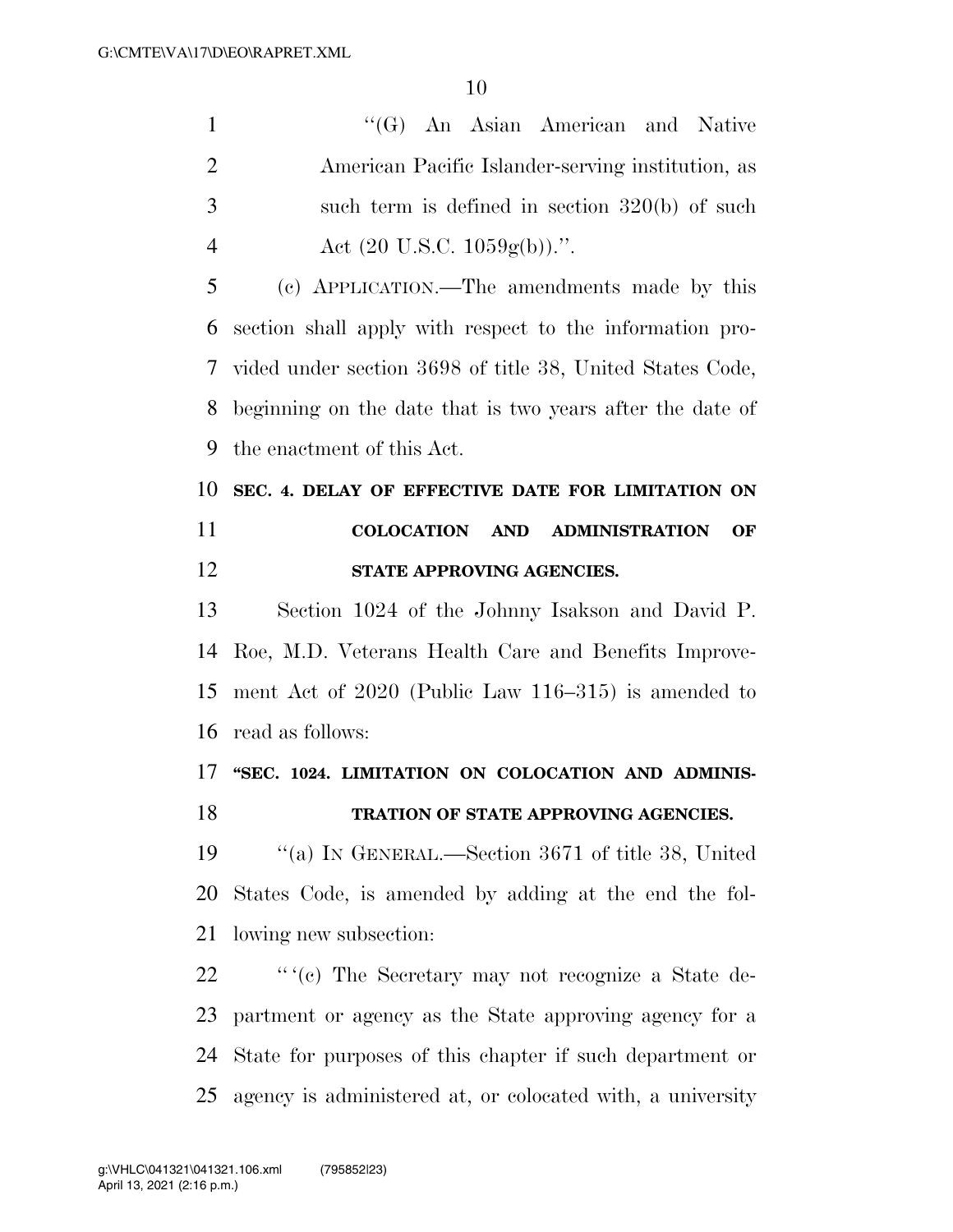"(G) An Asian American and Native American Pacific Islander-serving institution, as such term is defined in section 320(b) of such Act (20 U.S.C. 1059g(b)).".

(c) APPLICATION.—The amendments made by this section shall apply with respect to the information provided under section 3698 of title 38, United States Code, beginning on the date that is two years after the date of the enactment of this Act.

**SEC. 4. DELAY OF EFFECTIVE DATE FOR LIMITATION ON COLOCATION AND ADMINISTRATION OF STATE APPROVING AGENCIES.**

Section 1024 of the Johnny Isakson and David P. Roe, M.D. Veterans Health Care and Benefits Improvement Act of 2020 (Public Law 116–315) is amended to read as follows:

**"SEC. 1024. LIMITATION ON COLOCATION AND ADMINISTRATION OF STATE APPROVING AGENCIES.**

"(a) IN GENERAL.—Section 3671 of title 38, United States Code, is amended by adding at the end the following new subsection:

" '(c) The Secretary may not recognize a State department or agency as the State approving agency for a State for purposes of this chapter if such department or agency is administered at, or colocated with, a university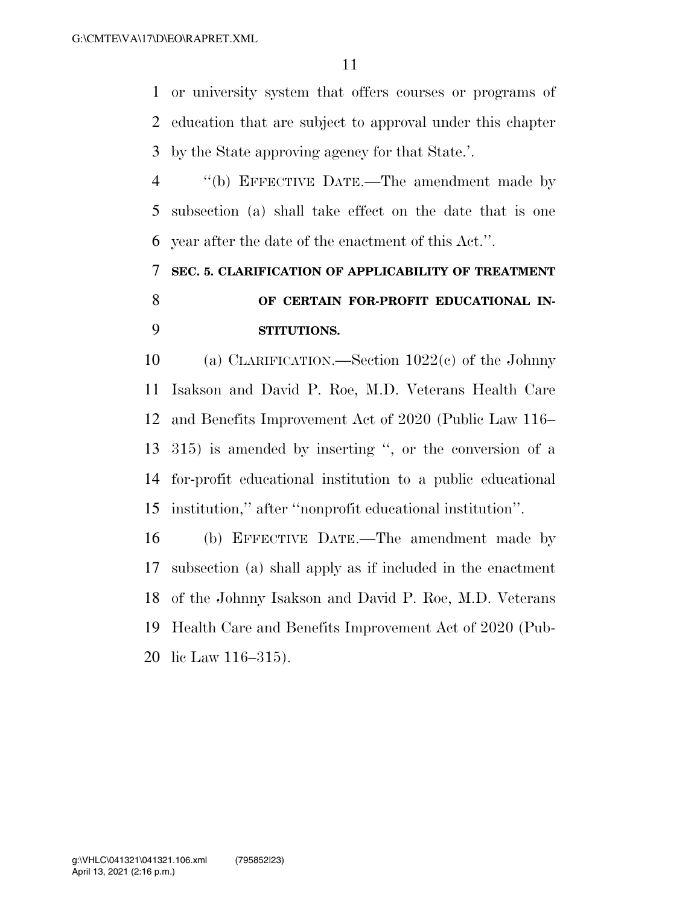or university system that offers courses or programs of education that are subject to approval under this chapter by the State approving agency for that State.'.

''(b) EFFECTIVE DATE.—The amendment made by subsection (a) shall take effect on the date that is one year after the date of the enactment of this Act.''.

**SEC. 5. CLARIFICATION OF APPLICABILITY OF TREATMENT OF CERTAIN FOR-PROFIT EDUCATIONAL INSTITUTIONS.**

(a) CLARIFICATION.—Section 1022(c) of the Johnny Isakson and David P. Roe, M.D. Veterans Health Care and Benefits Improvement Act of 2020 (Public Law 116–315) is amended by inserting '', or the conversion of a for-profit educational institution to a public educational institution,'' after ''nonprofit educational institution''.

(b) EFFECTIVE DATE.—The amendment made by subsection (a) shall apply as if included in the enactment of the Johnny Isakson and David P. Roe, M.D. Veterans Health Care and Benefits Improvement Act of 2020 (Public Law 116–315).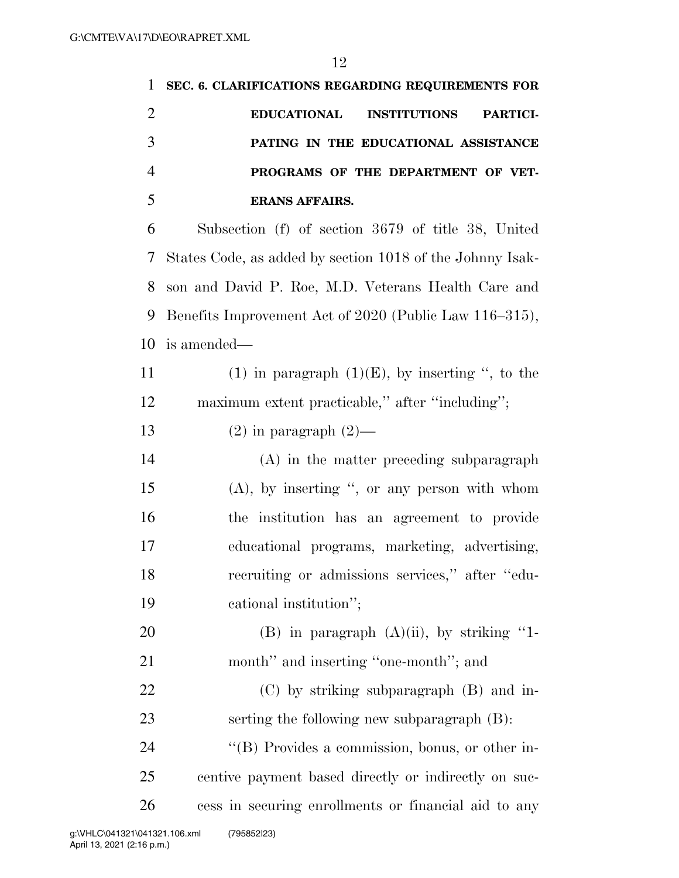**SEC. 6. CLARIFICATIONS REGARDING REQUIREMENTS FOR EDUCATIONAL INSTITUTIONS PARTICIPATING IN THE EDUCATIONAL ASSISTANCE PROGRAMS OF THE DEPARTMENT OF VETERANS AFFAIRS.**

Subsection (f) of section 3679 of title 38, United States Code, as added by section 1018 of the Johnny Isakson and David P. Roe, M.D. Veterans Health Care and Benefits Improvement Act of 2020 (Public Law 116–315), is amended—

(1) in paragraph (1)(E), by inserting ", to the maximum extent practicable," after "including";

(2) in paragraph (2)—

(A) in the matter preceding subparagraph (A), by inserting ", or any person with whom the institution has an agreement to provide educational programs, marketing, advertising, recruiting or admissions services," after "educational institution";

(B) in paragraph (A)(ii), by striking "1-month" and inserting "one-month"; and

(C) by striking subparagraph (B) and inserting the following new subparagraph (B):

"(B) Provides a commission, bonus, or other incentive payment based directly or indirectly on success in securing enrollments or financial aid to any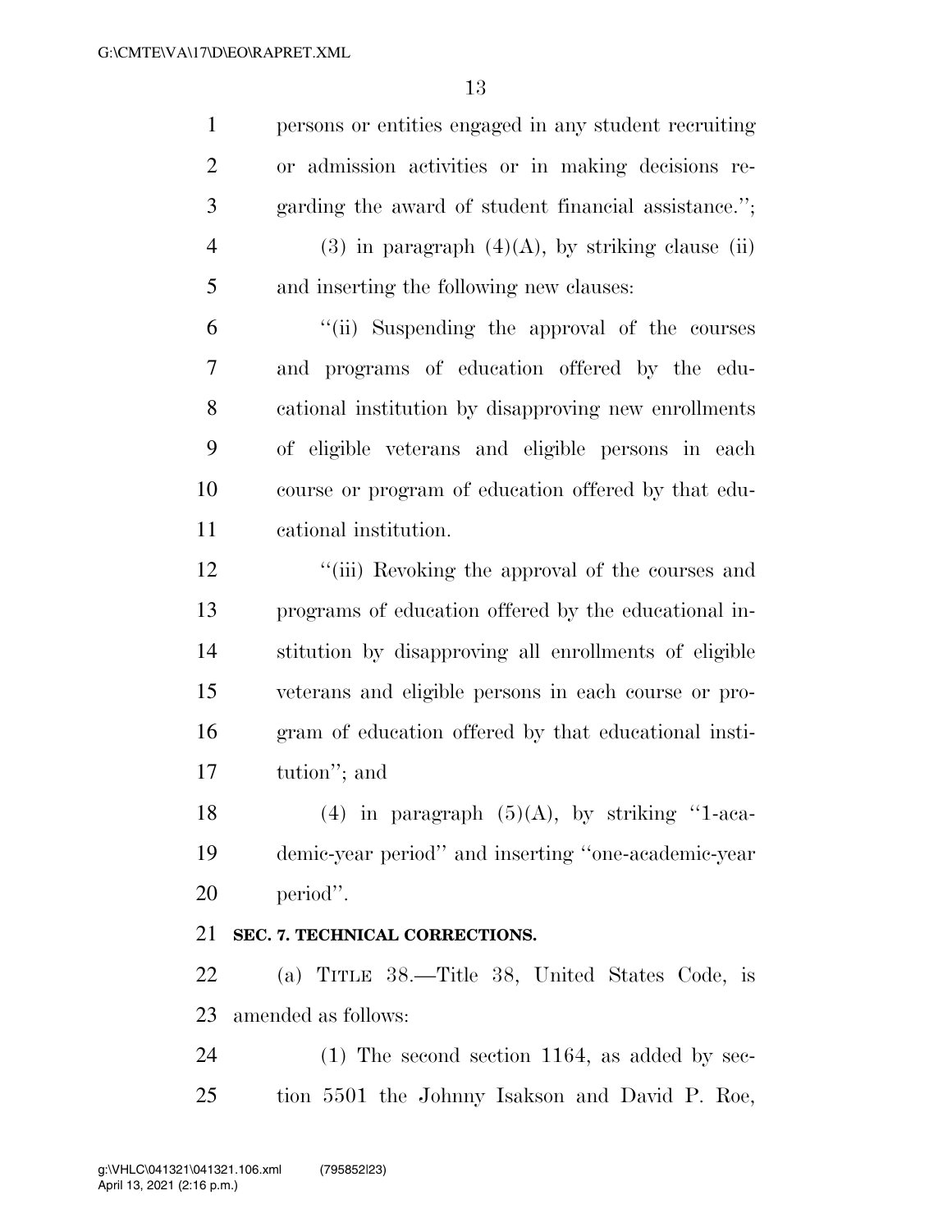persons or entities engaged in any student recruiting or admission activities or in making decisions regarding the award of student financial assistance.'';

(3) in paragraph (4)(A), by striking clause (ii) and inserting the following new clauses:

''(ii) Suspending the approval of the courses and programs of education offered by the educational institution by disapproving new enrollments of eligible veterans and eligible persons in each course or program of education offered by that educational institution.

''(iii) Revoking the approval of the courses and programs of education offered by the educational institution by disapproving all enrollments of eligible veterans and eligible persons in each course or program of education offered by that educational institution''; and

(4) in paragraph (5)(A), by striking ''1-academic-year period'' and inserting ''one-academic-year period''.

**SEC. 7. TECHNICAL CORRECTIONS.**

(a) TITLE 38.—Title 38, United States Code, is amended as follows:

(1) The second section 1164, as added by section 5501 the Johnny Isakson and David P. Roe,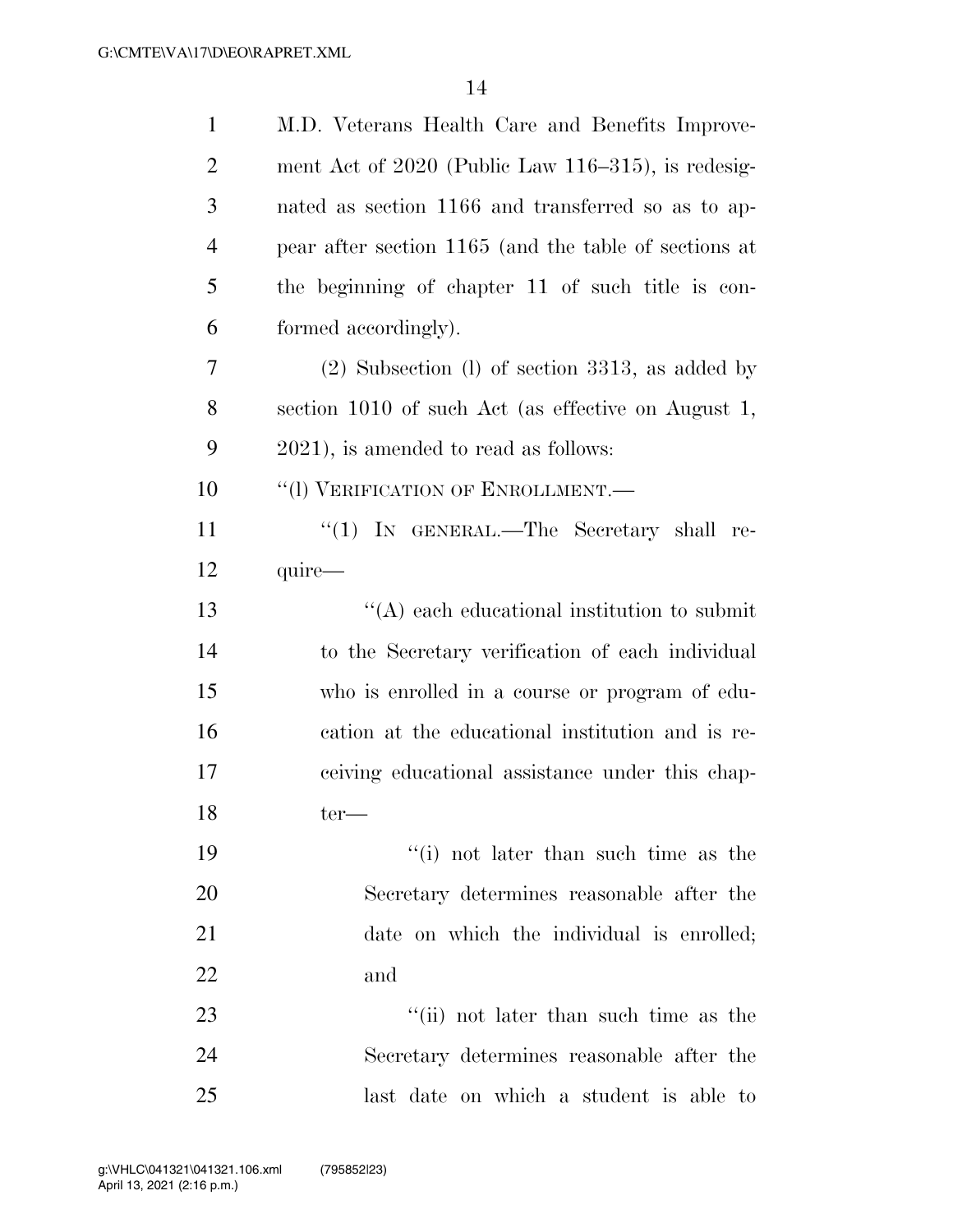M.D. Veterans Health Care and Benefits Improvement Act of 2020 (Public Law 116–315), is redesignated as section 1166 and transferred so as to appear after section 1165 (and the table of sections at the beginning of chapter 11 of such title is conformed accordingly).

(2) Subsection (l) of section 3313, as added by section 1010 of such Act (as effective on August 1, 2021), is amended to read as follows:

''(l) VERIFICATION OF ENROLLMENT.—

''(1) IN GENERAL.—The Secretary shall require—

''(A) each educational institution to submit to the Secretary verification of each individual who is enrolled in a course or program of education at the educational institution and is receiving educational assistance under this chapter—

''(i) not later than such time as the Secretary determines reasonable after the date on which the individual is enrolled; and

''(ii) not later than such time as the Secretary determines reasonable after the last date on which a student is able to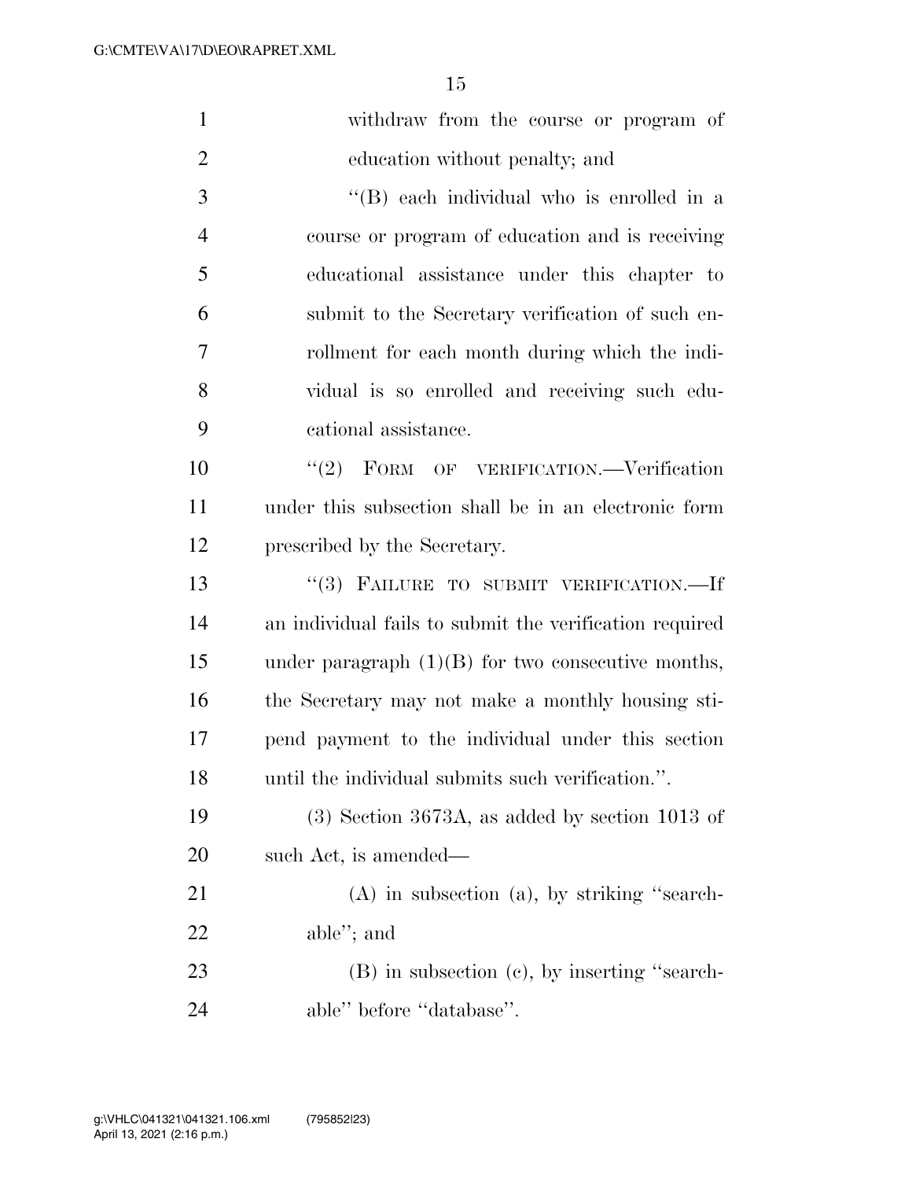withdraw from the course or program of education without penalty; and

''(B) each individual who is enrolled in a course or program of education and is receiving educational assistance under this chapter to submit to the Secretary verification of such enrollment for each month during which the individual is so enrolled and receiving such educational assistance.

''(2) FORM OF VERIFICATION.—Verification under this subsection shall be in an electronic form prescribed by the Secretary.

''(3) FAILURE TO SUBMIT VERIFICATION.—If an individual fails to submit the verification required under paragraph (1)(B) for two consecutive months, the Secretary may not make a monthly housing stipend payment to the individual under this section until the individual submits such verification.''.

(3) Section 3673A, as added by section 1013 of such Act, is amended—

(A) in subsection (a), by striking ''searchable''; and

(B) in subsection (c), by inserting ''searchable'' before ''database''.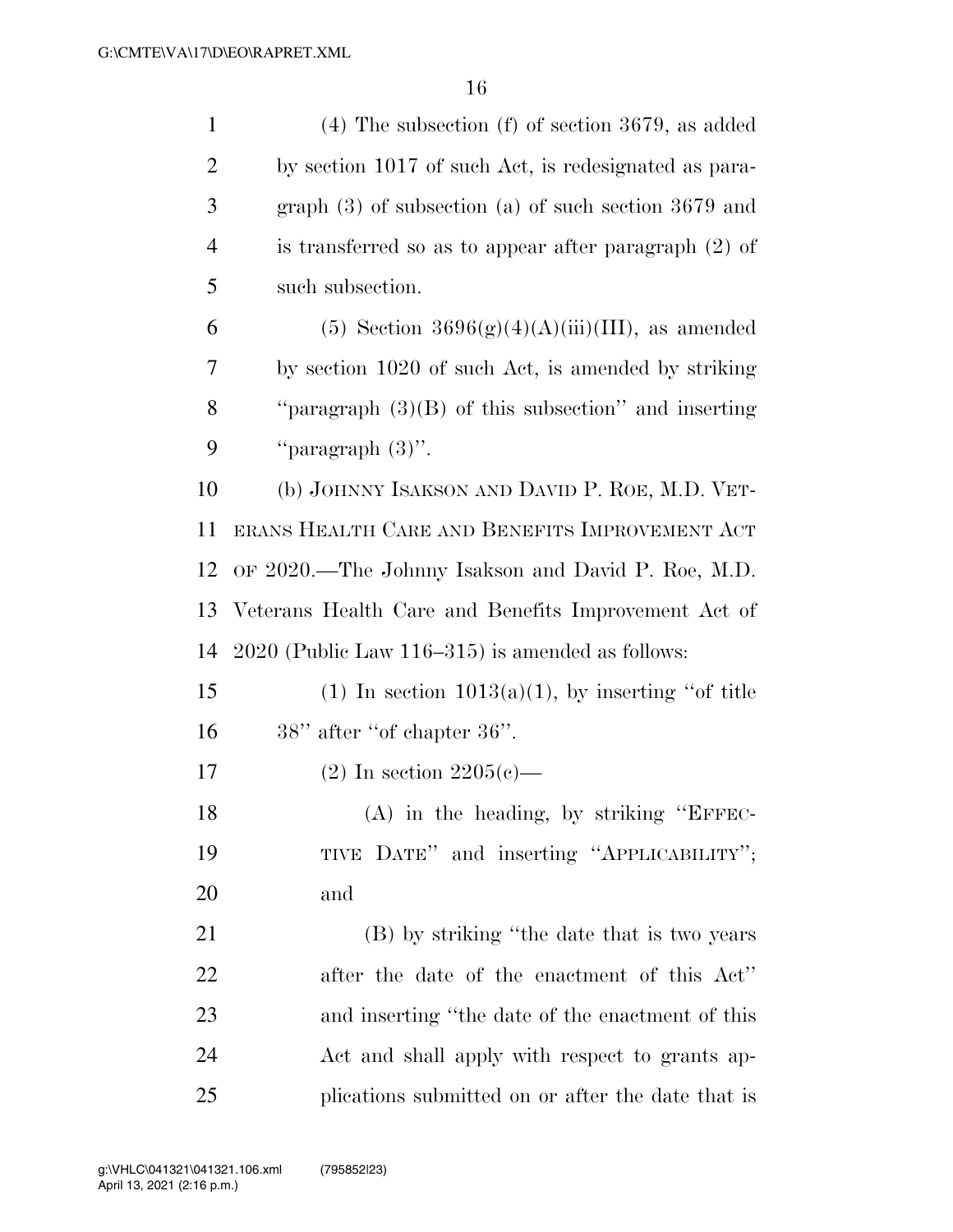(4) The subsection (f) of section 3679, as added by section 1017 of such Act, is redesignated as paragraph (3) of subsection (a) of such section 3679 and is transferred so as to appear after paragraph (2) of such subsection.

(5) Section 3696(g)(4)(A)(iii)(III), as amended by section 1020 of such Act, is amended by striking "paragraph (3)(B) of this subsection" and inserting "paragraph (3)".

(b) JOHNNY ISAKSON AND DAVID P. ROE, M.D. VETERANS HEALTH CARE AND BENEFITS IMPROVEMENT ACT OF 2020.—The Johnny Isakson and David P. Roe, M.D. Veterans Health Care and Benefits Improvement Act of 2020 (Public Law 116–315) is amended as follows:

(1) In section 1013(a)(1), by inserting "of title 38" after "of chapter 36".

(2) In section 2205(c)—

(A) in the heading, by striking "EFFECTIVE DATE" and inserting "APPLICABILITY"; and

(B) by striking "the date that is two years after the date of the enactment of this Act" and inserting "the date of the enactment of this Act and shall apply with respect to grants applications submitted on or after the date that is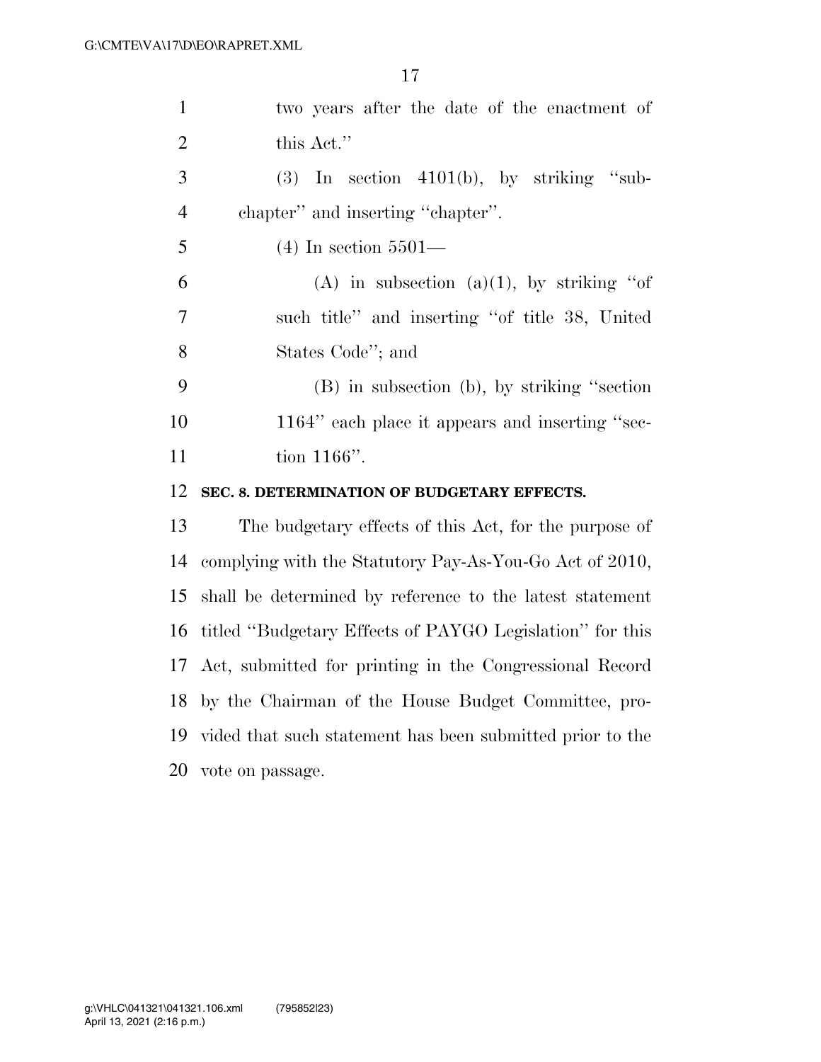two years after the date of the enactment of this Act.''

(3) In section 4101(b), by striking ''subchapter'' and inserting ''chapter''.

(4) In section 5501—

(A) in subsection (a)(1), by striking ''of such title'' and inserting ''of title 38, United States Code''; and

(B) in subsection (b), by striking ''section 1164'' each place it appears and inserting ''section 1166''.

## SEC. 8. DETERMINATION OF BUDGETARY EFFECTS.

The budgetary effects of this Act, for the purpose of complying with the Statutory Pay-As-You-Go Act of 2010, shall be determined by reference to the latest statement titled ''Budgetary Effects of PAYGO Legislation'' for this Act, submitted for printing in the Congressional Record by the Chairman of the House Budget Committee, provided that such statement has been submitted prior to the vote on passage.